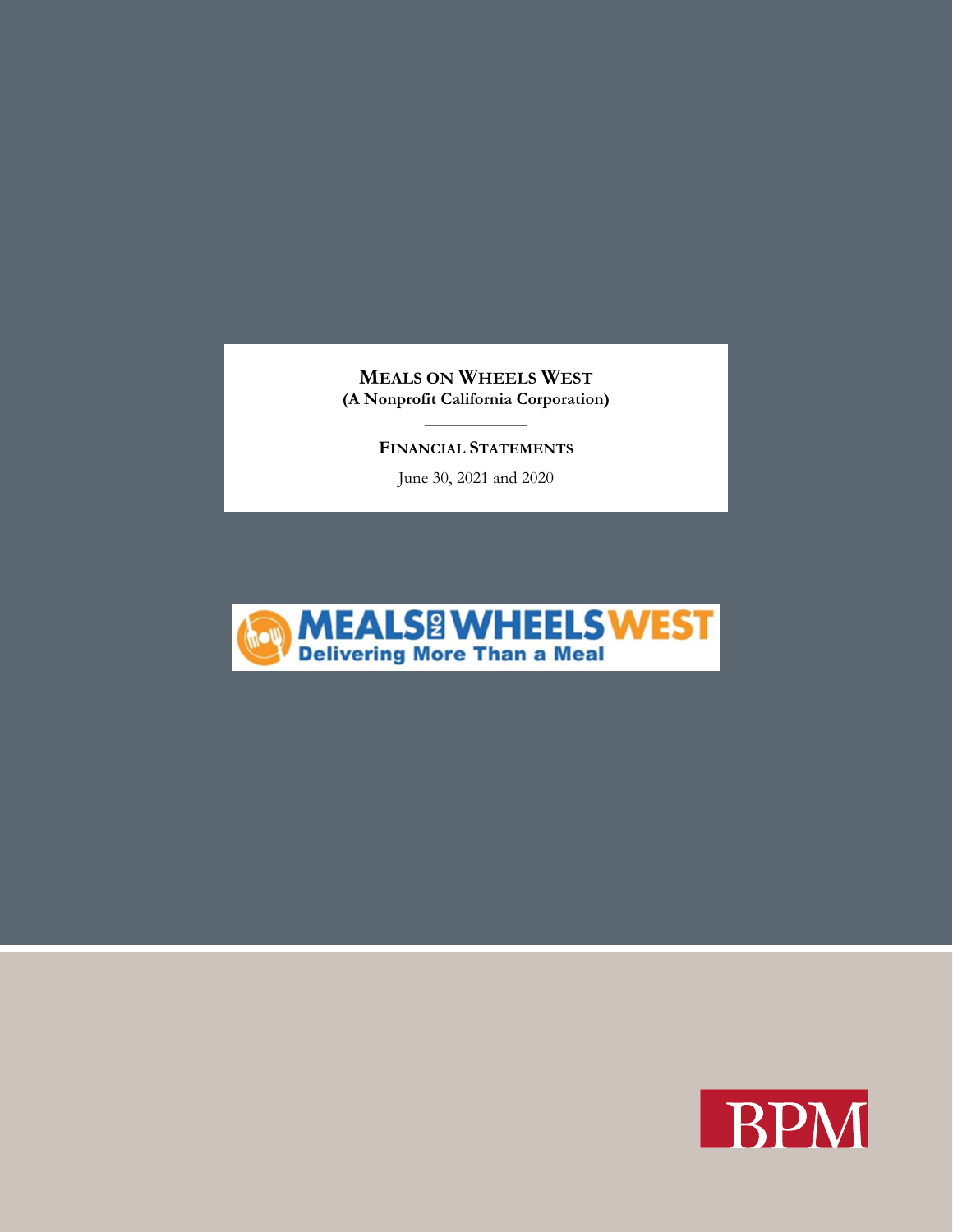# MEALS ON WHEELS WEST
**(A Nonprofit California Corporation)**

---

**FINANCIAL STATEMENTS**

June 30, 2021 and 2020

MEALS ON WHEELS WEST
Delivering More Than a Meal

BPM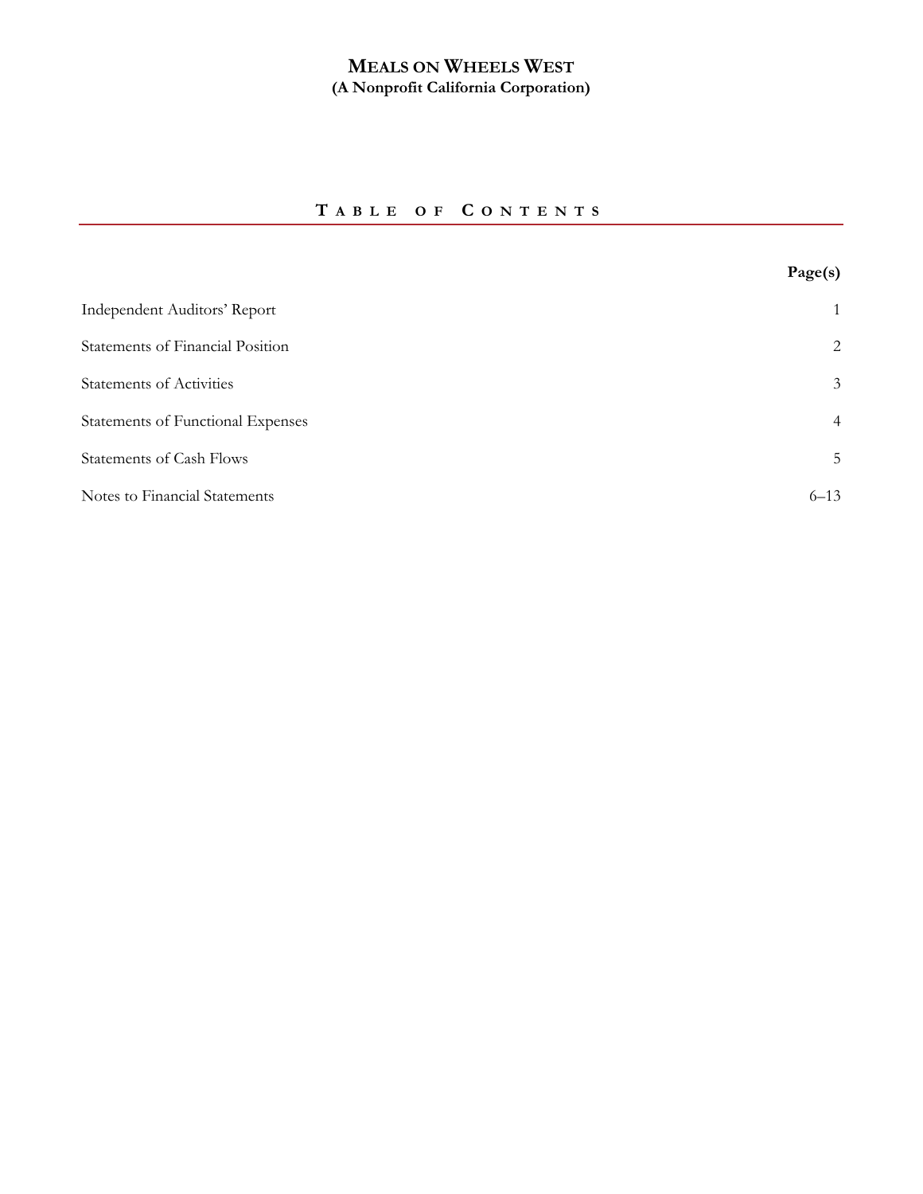# MEALS ON WHEELS WEST
**(A Nonprofit California Corporation)**

## TABLE OF CONTENTS

| | Page(s) |
|---|---|
| Independent Auditors' Report | 1 |
| Statements of Financial Position | 2 |
| Statements of Activities | 3 |
| Statements of Functional Expenses | 4 |
| Statements of Cash Flows | 5 |
| Notes to Financial Statements | 6–13 |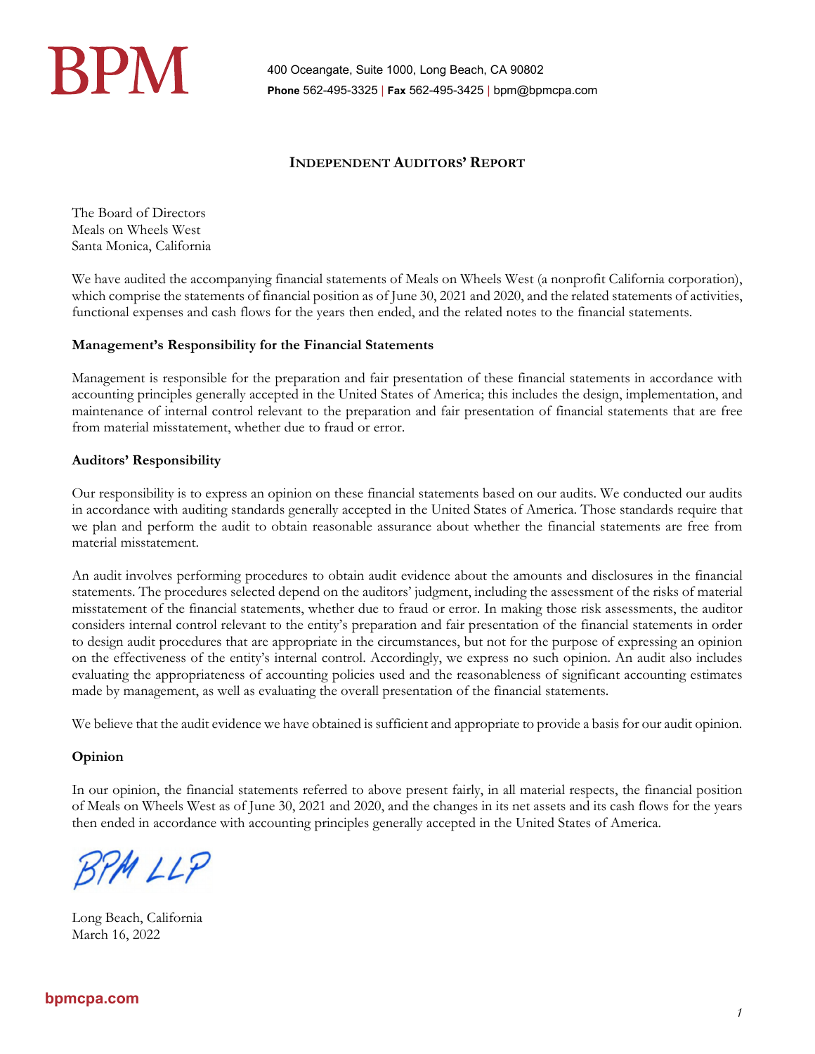BPM

400 Oceangate, Suite 1000, Long Beach, CA 90802
**Phone** 562-495-3325 | **Fax** 562-495-3425 | bpm@bpmcpa.com

## INDEPENDENT AUDITORS' REPORT

The Board of Directors
Meals on Wheels West
Santa Monica, California

We have audited the accompanying financial statements of Meals on Wheels West (a nonprofit California corporation), which comprise the statements of financial position as of June 30, 2021 and 2020, and the related statements of activities, functional expenses and cash flows for the years then ended, and the related notes to the financial statements.

### Management's Responsibility for the Financial Statements

Management is responsible for the preparation and fair presentation of these financial statements in accordance with accounting principles generally accepted in the United States of America; this includes the design, implementation, and maintenance of internal control relevant to the preparation and fair presentation of financial statements that are free from material misstatement, whether due to fraud or error.

### Auditors' Responsibility

Our responsibility is to express an opinion on these financial statements based on our audits. We conducted our audits in accordance with auditing standards generally accepted in the United States of America. Those standards require that we plan and perform the audit to obtain reasonable assurance about whether the financial statements are free from material misstatement.

An audit involves performing procedures to obtain audit evidence about the amounts and disclosures in the financial statements. The procedures selected depend on the auditors' judgment, including the assessment of the risks of material misstatement of the financial statements, whether due to fraud or error. In making those risk assessments, the auditor considers internal control relevant to the entity's preparation and fair presentation of the financial statements in order to design audit procedures that are appropriate in the circumstances, but not for the purpose of expressing an opinion on the effectiveness of the entity's internal control. Accordingly, we express no such opinion. An audit also includes evaluating the appropriateness of accounting policies used and the reasonableness of significant accounting estimates made by management, as well as evaluating the overall presentation of the financial statements.

We believe that the audit evidence we have obtained is sufficient and appropriate to provide a basis for our audit opinion.

### Opinion

In our opinion, the financial statements referred to above present fairly, in all material respects, the financial position of Meals on Wheels West as of June 30, 2021 and 2020, and the changes in its net assets and its cash flows for the years then ended in accordance with accounting principles generally accepted in the United States of America.

BPM LLP

Long Beach, California
March 16, 2022

bpmcpa.com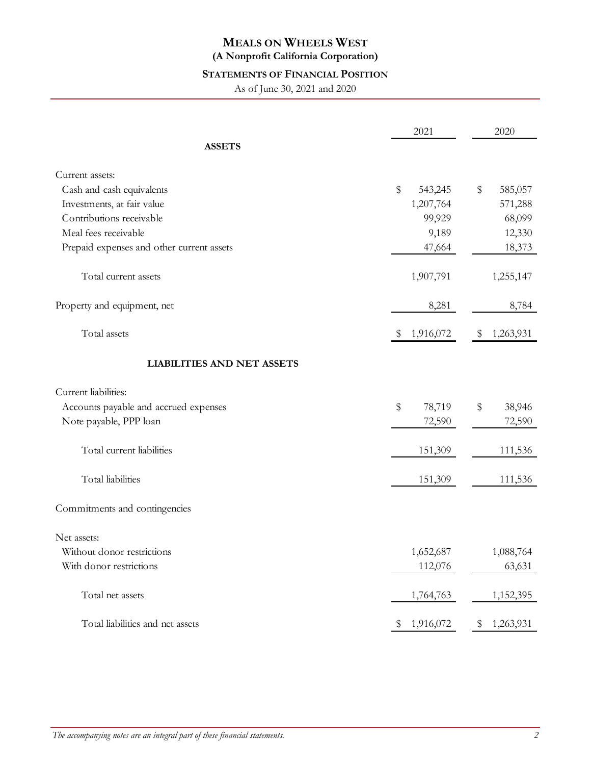# MEALS ON WHEELS WEST

**(A Nonprofit California Corporation)**

## STATEMENTS OF FINANCIAL POSITION

As of June 30, 2021 and 2020

| | 2021 | 2020 |
|---|---|---|
| **ASSETS** | | |
| Current assets: | | |
| Cash and cash equivalents | $ 543,245 | $ 585,057 |
| Investments, at fair value | 1,207,764 | 571,288 |
| Contributions receivable | 99,929 | 68,099 |
| Meal fees receivable | 9,189 | 12,330 |
| Prepaid expenses and other current assets | 47,664 | 18,373 |
| Total current assets | 1,907,791 | 1,255,147 |
| Property and equipment, net | 8,281 | 8,784 |
| Total assets | $ 1,916,072 | $ 1,263,931 |
| **LIABILITIES AND NET ASSETS** | | |
| Current liabilities: | | |
| Accounts payable and accrued expenses | $ 78,719 | $ 38,946 |
| Note payable, PPP loan | 72,590 | 72,590 |
| Total current liabilities | 151,309 | 111,536 |
| Total liabilities | 151,309 | 111,536 |
| Commitments and contingencies | | |
| Net assets: | | |
| Without donor restrictions | 1,652,687 | 1,088,764 |
| With donor restrictions | 112,076 | 63,631 |
| Total net assets | 1,764,763 | 1,152,395 |
| Total liabilities and net assets | $ 1,916,072 | $ 1,263,931 |

*The accompanying notes are an integral part of these financial statements.*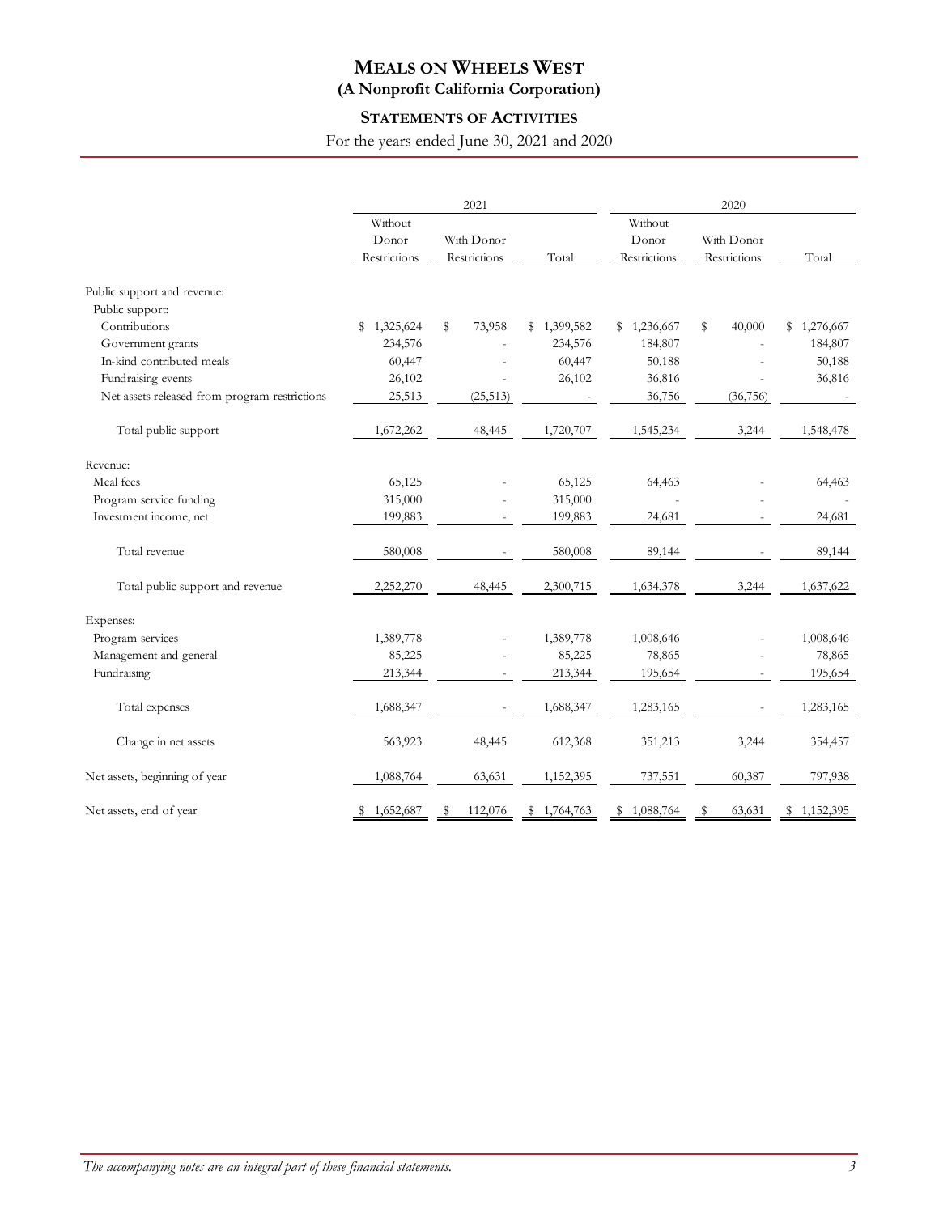# MEALS ON WHEELS WEST
## (A Nonprofit California Corporation)

### STATEMENTS OF ACTIVITIES

For the years ended June 30, 2021 and 2020

| | 2021 | | | 2020 | | |
|---|---|---|---|---|---|---|
| | Without Donor Restrictions | With Donor Restrictions | Total | Without Donor Restrictions | With Donor Restrictions | Total |
| Public support and revenue: | | | | | | |
| Public support: | | | | | | |
| Contributions | $ 1,325,624 | $ 73,958 | $ 1,399,582 | $ 1,236,667 | $ 40,000 | $ 1,276,667 |
| Government grants | 234,576 | - | 234,576 | 184,807 | - | 184,807 |
| In-kind contributed meals | 60,447 | - | 60,447 | 50,188 | - | 50,188 |
| Fundraising events | 26,102 | - | 26,102 | 36,816 | - | 36,816 |
| Net assets released from program restrictions | 25,513 | (25,513) | - | 36,756 | (36,756) | - |
| Total public support | 1,672,262 | 48,445 | 1,720,707 | 1,545,234 | 3,244 | 1,548,478 |
| Revenue: | | | | | | |
| Meal fees | 65,125 | - | 65,125 | 64,463 | - | 64,463 |
| Program service funding | 315,000 | - | 315,000 | - | - | - |
| Investment income, net | 199,883 | - | 199,883 | 24,681 | - | 24,681 |
| Total revenue | 580,008 | - | 580,008 | 89,144 | - | 89,144 |
| Total public support and revenue | 2,252,270 | 48,445 | 2,300,715 | 1,634,378 | 3,244 | 1,637,622 |
| Expenses: | | | | | | |
| Program services | 1,389,778 | - | 1,389,778 | 1,008,646 | - | 1,008,646 |
| Management and general | 85,225 | - | 85,225 | 78,865 | - | 78,865 |
| Fundraising | 213,344 | - | 213,344 | 195,654 | - | 195,654 |
| Total expenses | 1,688,347 | - | 1,688,347 | 1,283,165 | - | 1,283,165 |
| Change in net assets | 563,923 | 48,445 | 612,368 | 351,213 | 3,244 | 354,457 |
| Net assets, beginning of year | 1,088,764 | 63,631 | 1,152,395 | 737,551 | 60,387 | 797,938 |
| Net assets, end of year | $ 1,652,687 | $ 112,076 | $ 1,764,763 | $ 1,088,764 | $ 63,631 | $ 1,152,395 |

*The accompanying notes are an integral part of these financial statements.*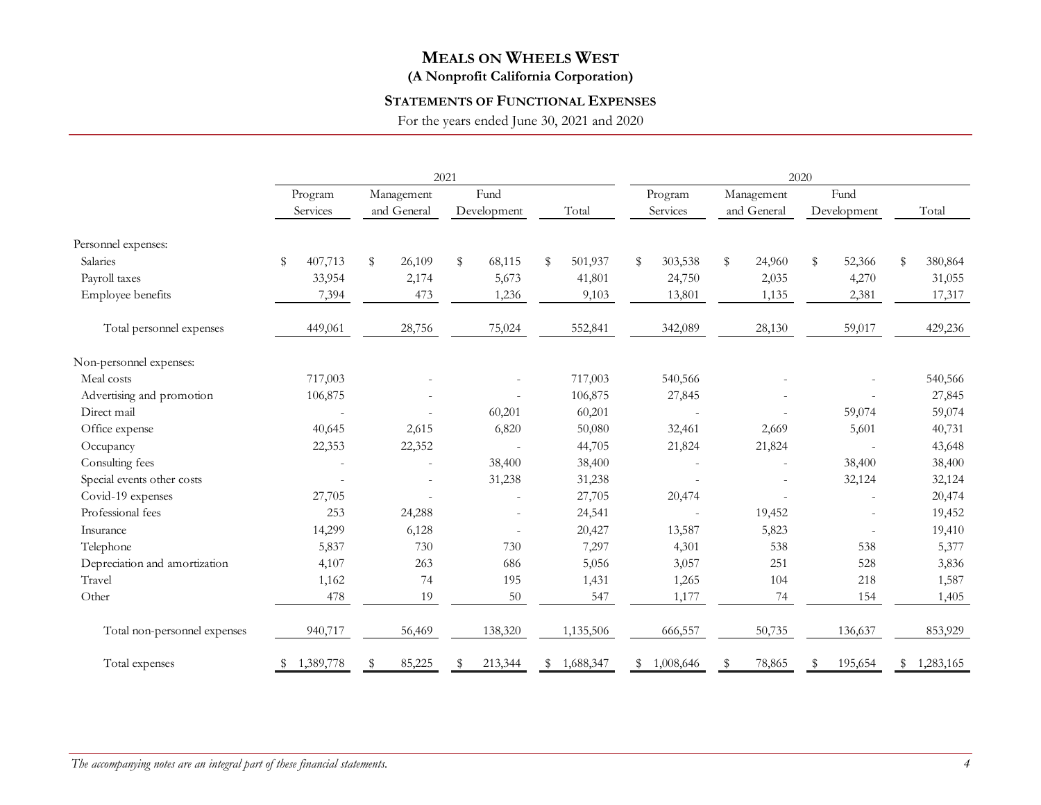# MEALS ON WHEELS WEST

**(A Nonprofit California Corporation)**

## STATEMENTS OF FUNCTIONAL EXPENSES

For the years ended June 30, 2021 and 2020

| | 2021 | | | | 2020 | | | |
|---|---|---|---|---|---|---|---|---|
| | Program Services | Management and General | Fund Development | Total | Program Services | Management and General | Fund Development | Total |
| Personnel expenses: | | | | | | | | |
| Salaries | $ 407,713 | $ 26,109 | $ 68,115 | $ 501,937 | $ 303,538 | $ 24,960 | $ 52,366 | $ 380,864 |
| Payroll taxes | 33,954 | 2,174 | 5,673 | 41,801 | 24,750 | 2,035 | 4,270 | 31,055 |
| Employee benefits | 7,394 | 473 | 1,236 | 9,103 | 13,801 | 1,135 | 2,381 | 17,317 |
| Total personnel expenses | 449,061 | 28,756 | 75,024 | 552,841 | 342,089 | 28,130 | 59,017 | 429,236 |
| Non-personnel expenses: | | | | | | | | |
| Meal costs | 717,003 | - | - | 717,003 | 540,566 | - | - | 540,566 |
| Advertising and promotion | 106,875 | - | - | 106,875 | 27,845 | - | - | 27,845 |
| Direct mail | - | - | 60,201 | 60,201 | - | - | 59,074 | 59,074 |
| Office expense | 40,645 | 2,615 | 6,820 | 50,080 | 32,461 | 2,669 | 5,601 | 40,731 |
| Occupancy | 22,353 | 22,352 | - | 44,705 | 21,824 | 21,824 | - | 43,648 |
| Consulting fees | - | - | 38,400 | 38,400 | - | - | 38,400 | 38,400 |
| Special events other costs | - | - | 31,238 | 31,238 | - | - | 32,124 | 32,124 |
| Covid-19 expenses | 27,705 | - | - | 27,705 | 20,474 | - | - | 20,474 |
| Professional fees | 253 | 24,288 | - | 24,541 | - | 19,452 | - | 19,452 |
| Insurance | 14,299 | 6,128 | - | 20,427 | 13,587 | 5,823 | - | 19,410 |
| Telephone | 5,837 | 730 | 730 | 7,297 | 4,301 | 538 | 538 | 5,377 |
| Depreciation and amortization | 4,107 | 263 | 686 | 5,056 | 3,057 | 251 | 528 | 3,836 |
| Travel | 1,162 | 74 | 195 | 1,431 | 1,265 | 104 | 218 | 1,587 |
| Other | 478 | 19 | 50 | 547 | 1,177 | 74 | 154 | 1,405 |
| Total non-personnel expenses | 940,717 | 56,469 | 138,320 | 1,135,506 | 666,557 | 50,735 | 136,637 | 853,929 |
| Total expenses | $ 1,389,778 | $ 85,225 | $ 213,344 | $ 1,688,347 | $ 1,008,646 | $ 78,865 | $ 195,654 | $ 1,283,165 |

*The accompanying notes are an integral part of these financial statements.*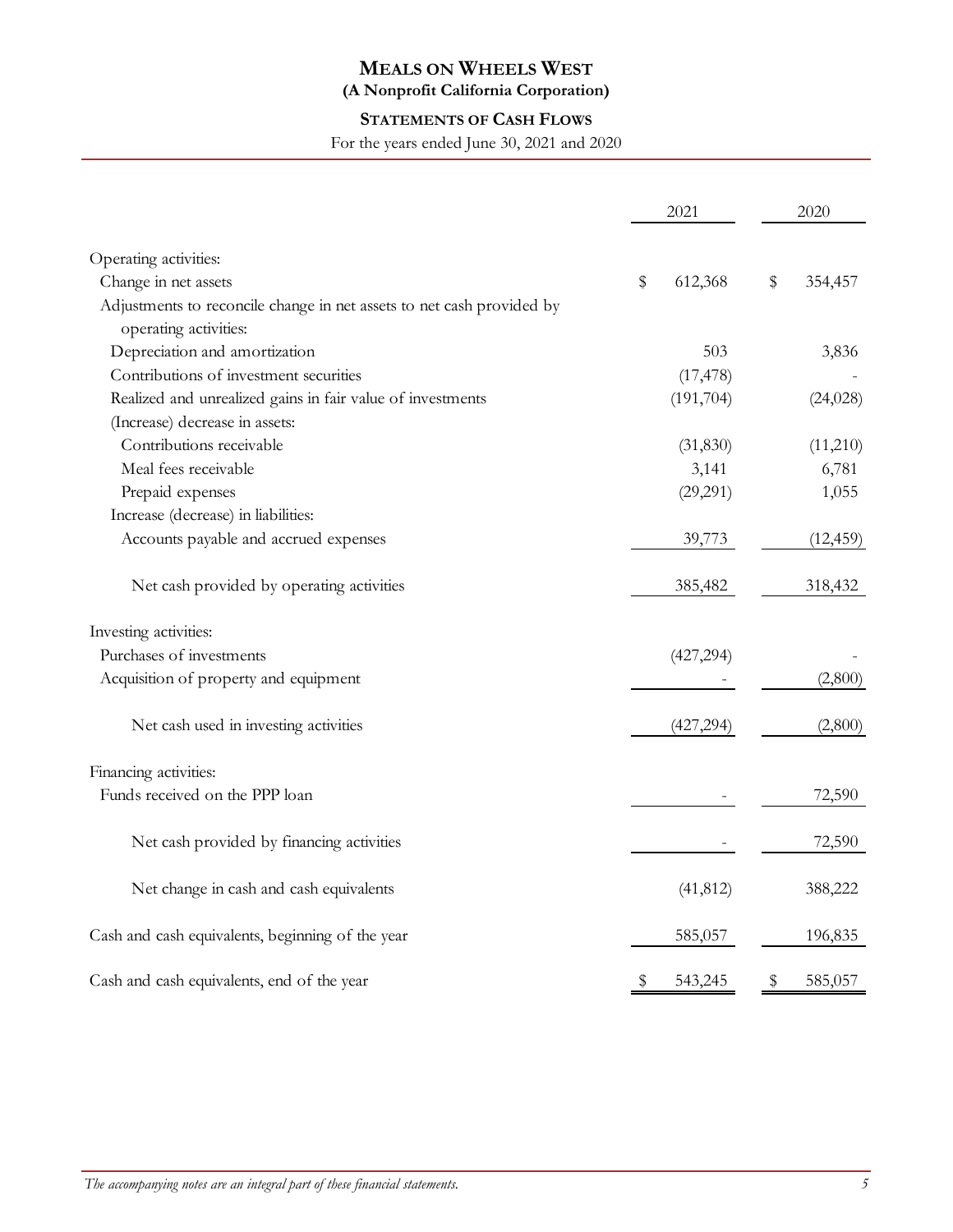# MEALS ON WHEELS WEST
**(A Nonprofit California Corporation)**

## STATEMENTS OF CASH FLOWS

For the years ended June 30, 2021 and 2020

| | 2021 | 2020 |
|---|---|---|
| Operating activities: | | |
| Change in net assets | $ 612,368 | $ 354,457 |
| Adjustments to reconcile change in net assets to net cash provided by operating activities: | | |
| Depreciation and amortization | 503 | 3,836 |
| Contributions of investment securities | (17,478) | - |
| Realized and unrealized gains in fair value of investments | (191,704) | (24,028) |
| (Increase) decrease in assets: | | |
| Contributions receivable | (31,830) | (11,210) |
| Meal fees receivable | 3,141 | 6,781 |
| Prepaid expenses | (29,291) | 1,055 |
| Increase (decrease) in liabilities: | | |
| Accounts payable and accrued expenses | 39,773 | (12,459) |
| Net cash provided by operating activities | 385,482 | 318,432 |
| Investing activities: | | |
| Purchases of investments | (427,294) | - |
| Acquisition of property and equipment | - | (2,800) |
| Net cash used in investing activities | (427,294) | (2,800) |
| Financing activities: | | |
| Funds received on the PPP loan | - | 72,590 |
| Net cash provided by financing activities | - | 72,590 |
| Net change in cash and cash equivalents | (41,812) | 388,222 |
| Cash and cash equivalents, beginning of the year | 585,057 | 196,835 |
| Cash and cash equivalents, end of the year | $ 543,245 | $ 585,057 |

*The accompanying notes are an integral part of these financial statements.*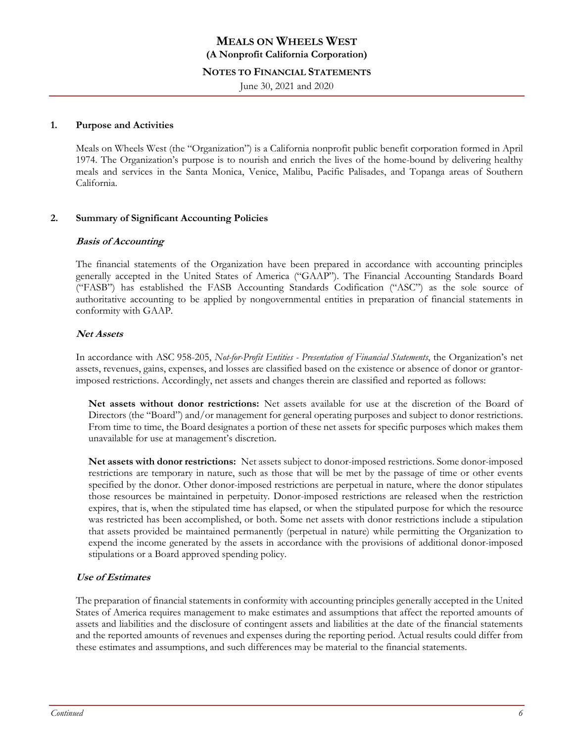# MEALS ON WHEELS WEST
## (A Nonprofit California Corporation)
## NOTES TO FINANCIAL STATEMENTS
June 30, 2021 and 2020

## 1. Purpose and Activities

Meals on Wheels West (the "Organization") is a California nonprofit public benefit corporation formed in April 1974. The Organization's purpose is to nourish and enrich the lives of the home-bound by delivering healthy meals and services in the Santa Monica, Venice, Malibu, Pacific Palisades, and Topanga areas of Southern California.

## 2. Summary of Significant Accounting Policies

### *Basis of Accounting*

The financial statements of the Organization have been prepared in accordance with accounting principles generally accepted in the United States of America ("GAAP"). The Financial Accounting Standards Board ("FASB") has established the FASB Accounting Standards Codification ("ASC") as the sole source of authoritative accounting to be applied by nongovernmental entities in preparation of financial statements in conformity with GAAP.

### *Net Assets*

In accordance with ASC 958-205, *Not-for-Profit Entities - Presentation of Financial Statements*, the Organization's net assets, revenues, gains, expenses, and losses are classified based on the existence or absence of donor or grantor-imposed restrictions. Accordingly, net assets and changes therein are classified and reported as follows:

**Net assets without donor restrictions:** Net assets available for use at the discretion of the Board of Directors (the "Board") and/or management for general operating purposes and subject to donor restrictions. From time to time, the Board designates a portion of these net assets for specific purposes which makes them unavailable for use at management's discretion.

**Net assets with donor restrictions:** Net assets subject to donor-imposed restrictions. Some donor-imposed restrictions are temporary in nature, such as those that will be met by the passage of time or other events specified by the donor. Other donor-imposed restrictions are perpetual in nature, where the donor stipulates those resources be maintained in perpetuity. Donor-imposed restrictions are released when the restriction expires, that is, when the stipulated time has elapsed, or when the stipulated purpose for which the resource was restricted has been accomplished, or both. Some net assets with donor restrictions include a stipulation that assets provided be maintained permanently (perpetual in nature) while permitting the Organization to expend the income generated by the assets in accordance with the provisions of additional donor-imposed stipulations or a Board approved spending policy.

### *Use of Estimates*

The preparation of financial statements in conformity with accounting principles generally accepted in the United States of America requires management to make estimates and assumptions that affect the reported amounts of assets and liabilities and the disclosure of contingent assets and liabilities at the date of the financial statements and the reported amounts of revenues and expenses during the reporting period. Actual results could differ from these estimates and assumptions, and such differences may be material to the financial statements.

*Continued*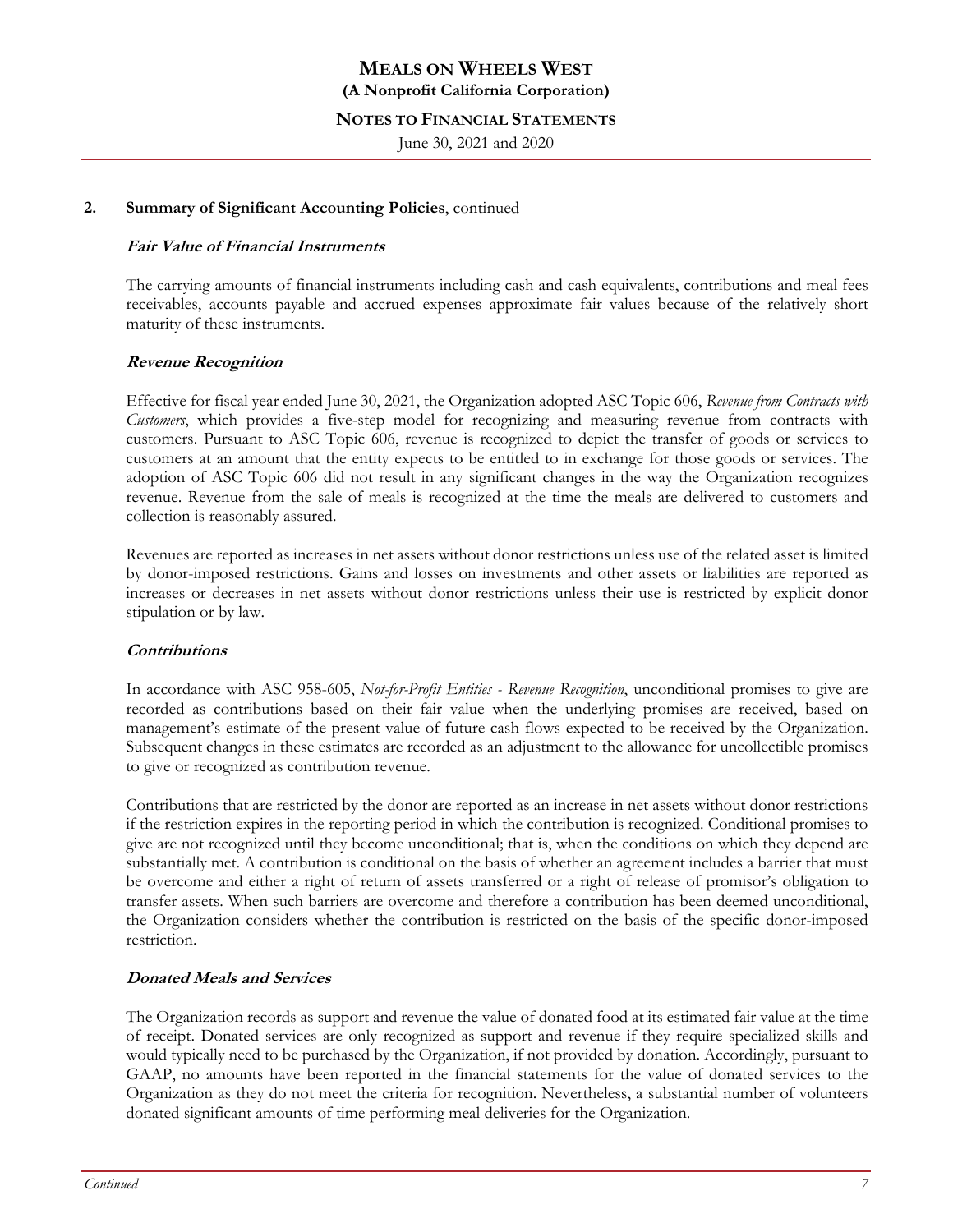## 2. Summary of Significant Accounting Policies, continued

### *Fair Value of Financial Instruments*

The carrying amounts of financial instruments including cash and cash equivalents, contributions and meal fees receivables, accounts payable and accrued expenses approximate fair values because of the relatively short maturity of these instruments.

### *Revenue Recognition*

Effective for fiscal year ended June 30, 2021, the Organization adopted ASC Topic 606, *Revenue from Contracts with Customers*, which provides a five-step model for recognizing and measuring revenue from contracts with customers. Pursuant to ASC Topic 606, revenue is recognized to depict the transfer of goods or services to customers at an amount that the entity expects to be entitled to in exchange for those goods or services. The adoption of ASC Topic 606 did not result in any significant changes in the way the Organization recognizes revenue. Revenue from the sale of meals is recognized at the time the meals are delivered to customers and collection is reasonably assured.

Revenues are reported as increases in net assets without donor restrictions unless use of the related asset is limited by donor-imposed restrictions. Gains and losses on investments and other assets or liabilities are reported as increases or decreases in net assets without donor restrictions unless their use is restricted by explicit donor stipulation or by law.

### *Contributions*

In accordance with ASC 958-605, *Not-for-Profit Entities - Revenue Recognition*, unconditional promises to give are recorded as contributions based on their fair value when the underlying promises are received, based on management's estimate of the present value of future cash flows expected to be received by the Organization. Subsequent changes in these estimates are recorded as an adjustment to the allowance for uncollectible promises to give or recognized as contribution revenue.

Contributions that are restricted by the donor are reported as an increase in net assets without donor restrictions if the restriction expires in the reporting period in which the contribution is recognized. Conditional promises to give are not recognized until they become unconditional; that is, when the conditions on which they depend are substantially met. A contribution is conditional on the basis of whether an agreement includes a barrier that must be overcome and either a right of return of assets transferred or a right of release of promisor's obligation to transfer assets. When such barriers are overcome and therefore a contribution has been deemed unconditional, the Organization considers whether the contribution is restricted on the basis of the specific donor-imposed restriction.

### *Donated Meals and Services*

The Organization records as support and revenue the value of donated food at its estimated fair value at the time of receipt. Donated services are only recognized as support and revenue if they require specialized skills and would typically need to be purchased by the Organization, if not provided by donation. Accordingly, pursuant to GAAP, no amounts have been reported in the financial statements for the value of donated services to the Organization as they do not meet the criteria for recognition. Nevertheless, a substantial number of volunteers donated significant amounts of time performing meal deliveries for the Organization.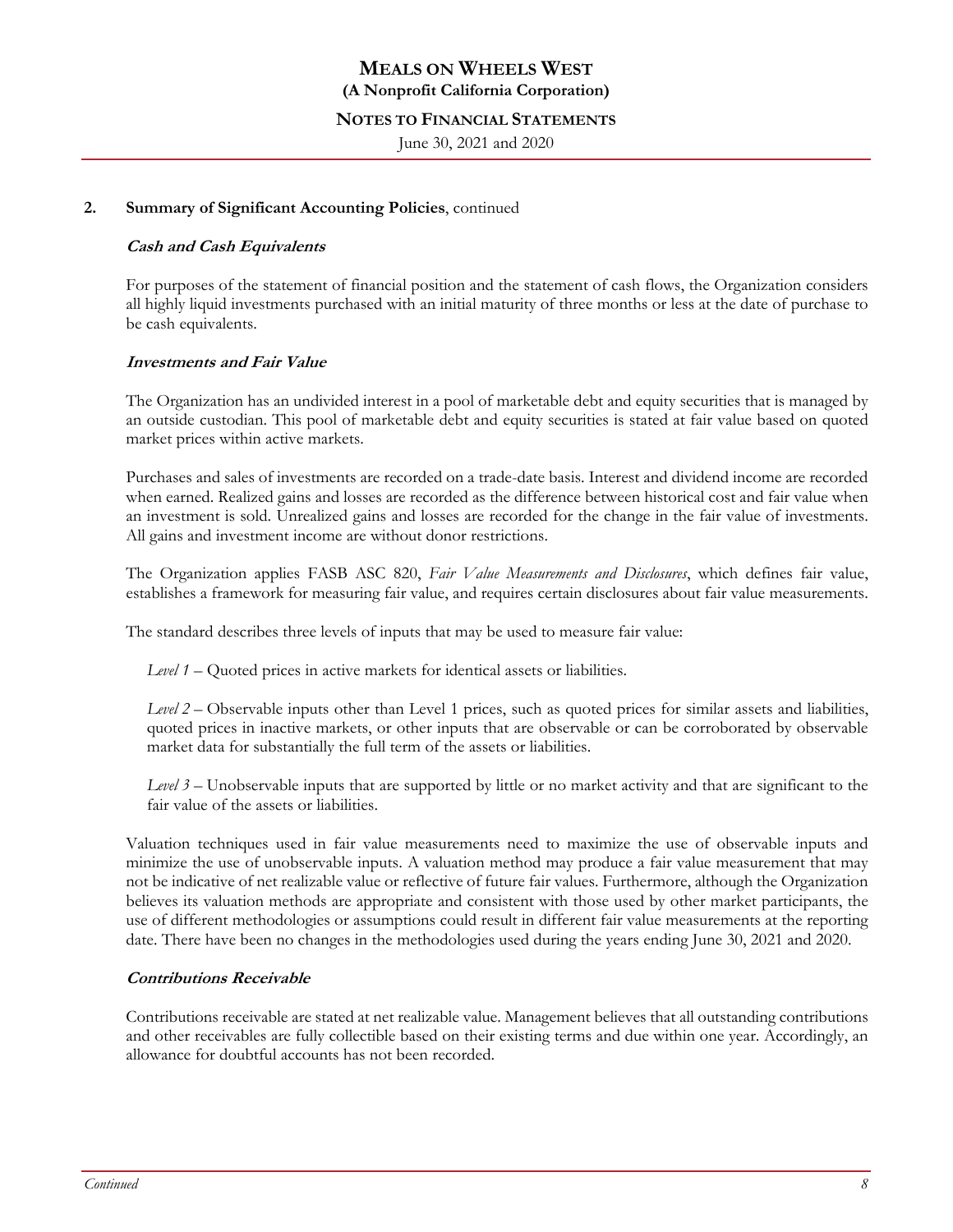## 2. Summary of Significant Accounting Policies, continued

### *Cash and Cash Equivalents*

For purposes of the statement of financial position and the statement of cash flows, the Organization considers all highly liquid investments purchased with an initial maturity of three months or less at the date of purchase to be cash equivalents.

### *Investments and Fair Value*

The Organization has an undivided interest in a pool of marketable debt and equity securities that is managed by an outside custodian. This pool of marketable debt and equity securities is stated at fair value based on quoted market prices within active markets.

Purchases and sales of investments are recorded on a trade-date basis. Interest and dividend income are recorded when earned. Realized gains and losses are recorded as the difference between historical cost and fair value when an investment is sold. Unrealized gains and losses are recorded for the change in the fair value of investments. All gains and investment income are without donor restrictions.

The Organization applies FASB ASC 820, *Fair Value Measurements and Disclosures*, which defines fair value, establishes a framework for measuring fair value, and requires certain disclosures about fair value measurements.

The standard describes three levels of inputs that may be used to measure fair value:

*Level 1* – Quoted prices in active markets for identical assets or liabilities.

*Level 2* – Observable inputs other than Level 1 prices, such as quoted prices for similar assets and liabilities, quoted prices in inactive markets, or other inputs that are observable or can be corroborated by observable market data for substantially the full term of the assets or liabilities.

*Level 3* – Unobservable inputs that are supported by little or no market activity and that are significant to the fair value of the assets or liabilities.

Valuation techniques used in fair value measurements need to maximize the use of observable inputs and minimize the use of unobservable inputs. A valuation method may produce a fair value measurement that may not be indicative of net realizable value or reflective of future fair values. Furthermore, although the Organization believes its valuation methods are appropriate and consistent with those used by other market participants, the use of different methodologies or assumptions could result in different fair value measurements at the reporting date. There have been no changes in the methodologies used during the years ending June 30, 2021 and 2020.

### *Contributions Receivable*

Contributions receivable are stated at net realizable value. Management believes that all outstanding contributions and other receivables are fully collectible based on their existing terms and due within one year. Accordingly, an allowance for doubtful accounts has not been recorded.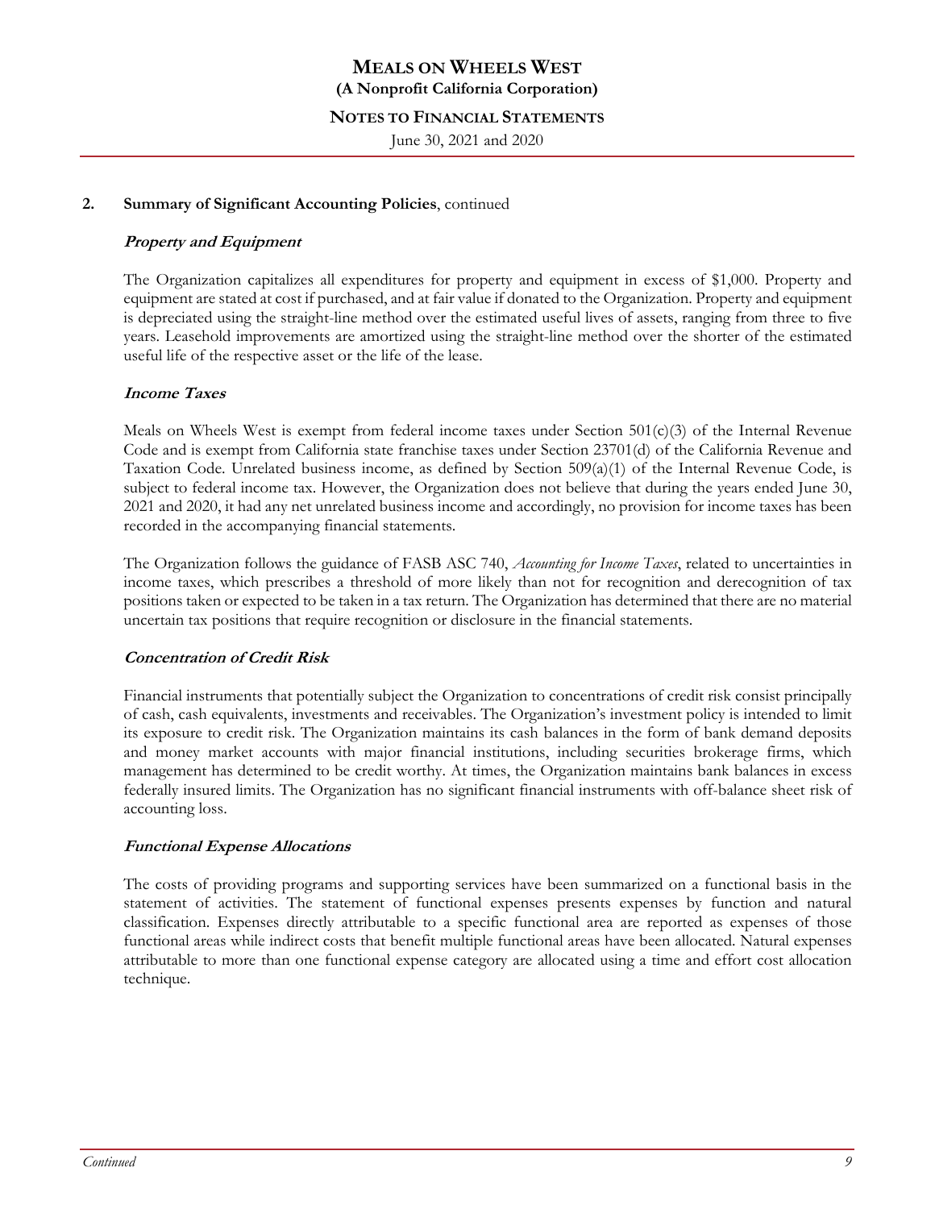## 2. Summary of Significant Accounting Policies, continued

### *Property and Equipment*

The Organization capitalizes all expenditures for property and equipment in excess of $1,000. Property and equipment are stated at cost if purchased, and at fair value if donated to the Organization. Property and equipment is depreciated using the straight-line method over the estimated useful lives of assets, ranging from three to five years. Leasehold improvements are amortized using the straight-line method over the shorter of the estimated useful life of the respective asset or the life of the lease.

### *Income Taxes*

Meals on Wheels West is exempt from federal income taxes under Section 501(c)(3) of the Internal Revenue Code and is exempt from California state franchise taxes under Section 23701(d) of the California Revenue and Taxation Code. Unrelated business income, as defined by Section 509(a)(1) of the Internal Revenue Code, is subject to federal income tax. However, the Organization does not believe that during the years ended June 30, 2021 and 2020, it had any net unrelated business income and accordingly, no provision for income taxes has been recorded in the accompanying financial statements.

The Organization follows the guidance of FASB ASC 740, *Accounting for Income Taxes*, related to uncertainties in income taxes, which prescribes a threshold of more likely than not for recognition and derecognition of tax positions taken or expected to be taken in a tax return. The Organization has determined that there are no material uncertain tax positions that require recognition or disclosure in the financial statements.

### *Concentration of Credit Risk*

Financial instruments that potentially subject the Organization to concentrations of credit risk consist principally of cash, cash equivalents, investments and receivables. The Organization's investment policy is intended to limit its exposure to credit risk. The Organization maintains its cash balances in the form of bank demand deposits and money market accounts with major financial institutions, including securities brokerage firms, which management has determined to be credit worthy. At times, the Organization maintains bank balances in excess federally insured limits. The Organization has no significant financial instruments with off-balance sheet risk of accounting loss.

### *Functional Expense Allocations*

The costs of providing programs and supporting services have been summarized on a functional basis in the statement of activities. The statement of functional expenses presents expenses by function and natural classification. Expenses directly attributable to a specific functional area are reported as expenses of those functional areas while indirect costs that benefit multiple functional areas have been allocated. Natural expenses attributable to more than one functional expense category are allocated using a time and effort cost allocation technique.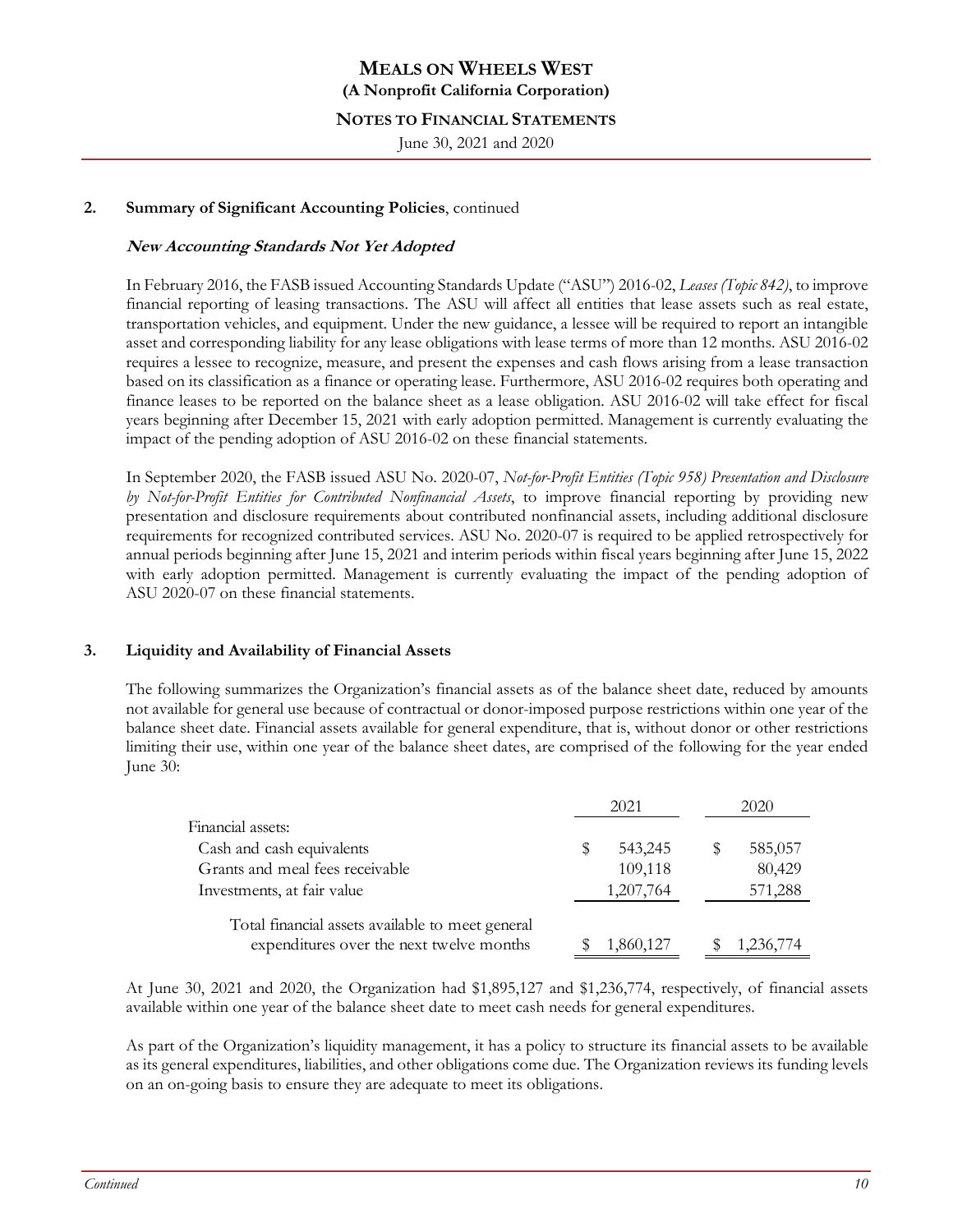## 2. Summary of Significant Accounting Policies, continued

***New Accounting Standards Not Yet Adopted***

In February 2016, the FASB issued Accounting Standards Update ("ASU") 2016-02, *Leases (Topic 842)*, to improve financial reporting of leasing transactions. The ASU will affect all entities that lease assets such as real estate, transportation vehicles, and equipment. Under the new guidance, a lessee will be required to report an intangible asset and corresponding liability for any lease obligations with lease terms of more than 12 months. ASU 2016-02 requires a lessee to recognize, measure, and present the expenses and cash flows arising from a lease transaction based on its classification as a finance or operating lease. Furthermore, ASU 2016-02 requires both operating and finance leases to be reported on the balance sheet as a lease obligation. ASU 2016-02 will take effect for fiscal years beginning after December 15, 2021 with early adoption permitted. Management is currently evaluating the impact of the pending adoption of ASU 2016-02 on these financial statements.

In September 2020, the FASB issued ASU No. 2020-07, *Not-for-Profit Entities (Topic 958) Presentation and Disclosure by Not-for-Profit Entities for Contributed Nonfinancial Assets*, to improve financial reporting by providing new presentation and disclosure requirements about contributed nonfinancial assets, including additional disclosure requirements for recognized contributed services. ASU No. 2020-07 is required to be applied retrospectively for annual periods beginning after June 15, 2021 and interim periods within fiscal years beginning after June 15, 2022 with early adoption permitted. Management is currently evaluating the impact of the pending adoption of ASU 2020-07 on these financial statements.

## 3. Liquidity and Availability of Financial Assets

The following summarizes the Organization's financial assets as of the balance sheet date, reduced by amounts not available for general use because of contractual or donor-imposed purpose restrictions within one year of the balance sheet date. Financial assets available for general expenditure, that is, without donor or other restrictions limiting their use, within one year of the balance sheet dates, are comprised of the following for the year ended June 30:

| | 2021 | 2020 |
|---|---|---|
| Financial assets: | | |
| Cash and cash equivalents | $ 543,245 | $ 585,057 |
| Grants and meal fees receivable | 109,118 | 80,429 |
| Investments, at fair value | 1,207,764 | 571,288 |
| Total financial assets available to meet general expenditures over the next twelve months | $ 1,860,127 | $ 1,236,774 |

At June 30, 2021 and 2020, the Organization had $1,895,127 and $1,236,774, respectively, of financial assets available within one year of the balance sheet date to meet cash needs for general expenditures.

As part of the Organization's liquidity management, it has a policy to structure its financial assets to be available as its general expenditures, liabilities, and other obligations come due. The Organization reviews its funding levels on an on-going basis to ensure they are adequate to meet its obligations.

*Continued*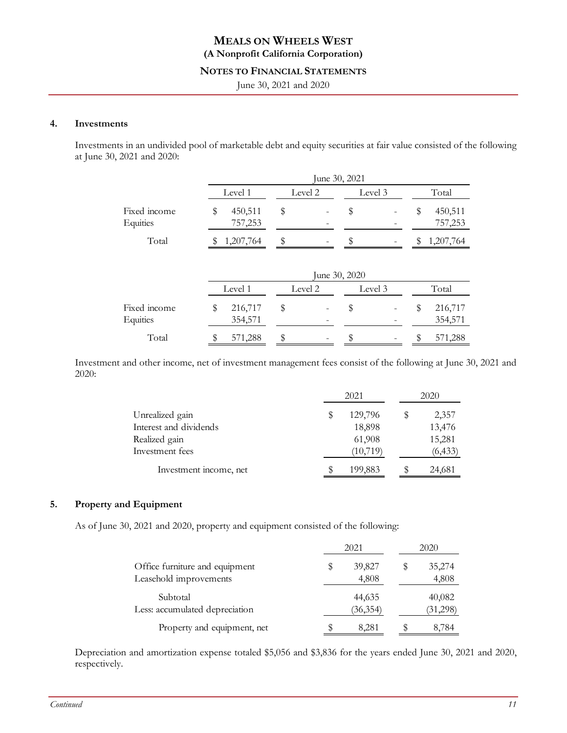## 4. Investments

Investments in an undivided pool of marketable debt and equity securities at fair value consisted of the following at June 30, 2021 and 2020:

| | June 30, 2021 | | | |
|---|---|---|---|---|
| | Level 1 | Level 2 | Level 3 | Total |
| Fixed income | $ 450,511 | $ - | $ - | $ 450,511 |
| Equities | 757,253 | - | - | 757,253 |
| Total | $ 1,207,764 | $ - | $ - | $ 1,207,764 |

| | June 30, 2020 | | | |
|---|---|---|---|---|
| | Level 1 | Level 2 | Level 3 | Total |
| Fixed income | $ 216,717 | $ - | $ - | $ 216,717 |
| Equities | 354,571 | - | - | 354,571 |
| Total | $ 571,288 | $ - | $ - | $ 571,288 |

Investment and other income, net of investment management fees consist of the following at June 30, 2021 and 2020:

| | 2021 | 2020 |
|---|---|---|
| Unrealized gain | $ 129,796 | $ 2,357 |
| Interest and dividends | 18,898 | 13,476 |
| Realized gain | 61,908 | 15,281 |
| Investment fees | (10,719) | (6,433) |
| Investment income, net | $ 199,883 | $ 24,681 |

## 5. Property and Equipment

As of June 30, 2021 and 2020, property and equipment consisted of the following:

| | 2021 | 2020 |
|---|---|---|
| Office furniture and equipment | $ 39,827 | $ 35,274 |
| Leasehold improvements | 4,808 | 4,808 |
| Subtotal | 44,635 | 40,082 |
| Less: accumulated depreciation | (36,354) | (31,298) |
| Property and equipment, net | $ 8,281 | $ 8,784 |

Depreciation and amortization expense totaled $5,056 and $3,836 for the years ended June 30, 2021 and 2020, respectively.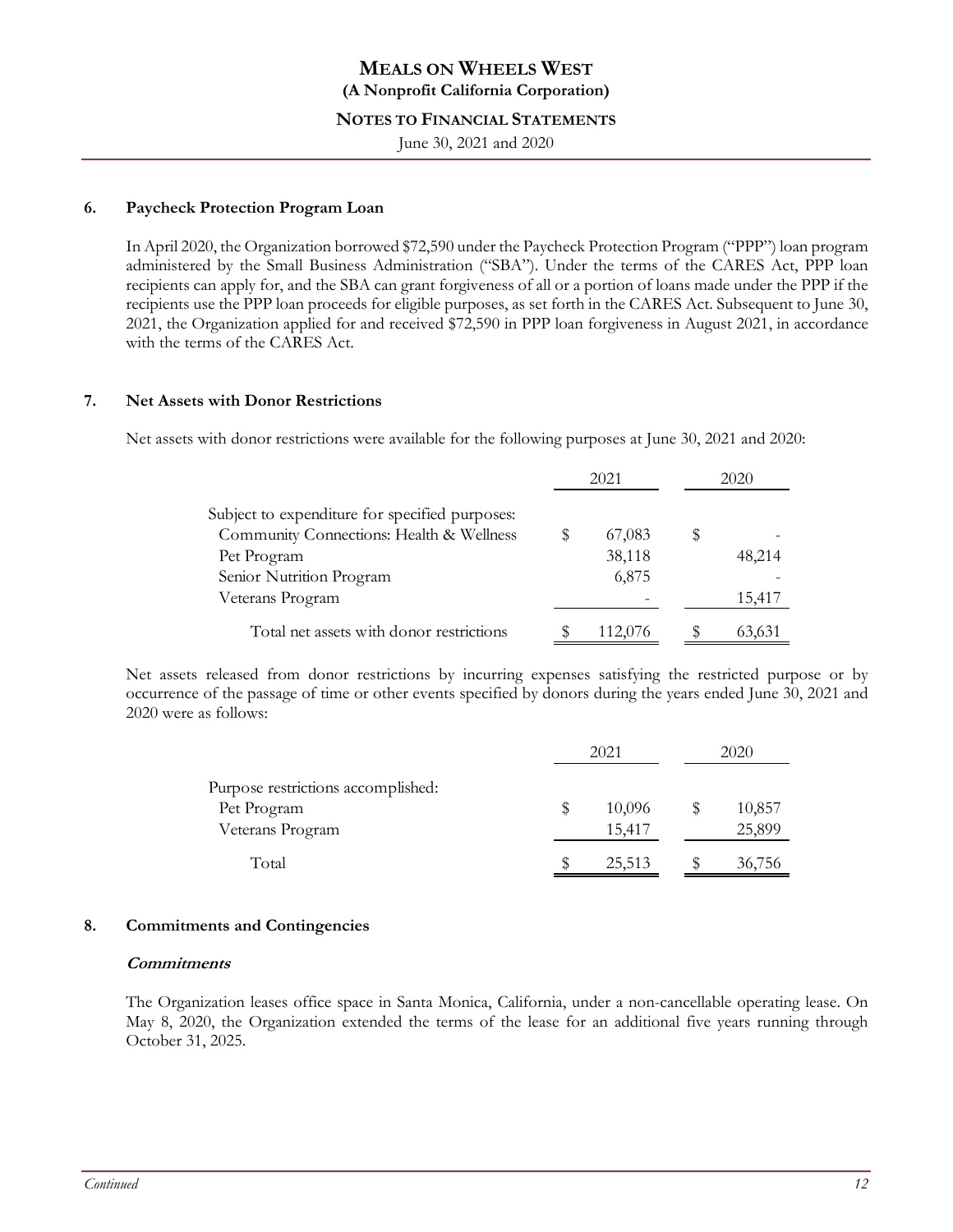### 6. Paycheck Protection Program Loan

In April 2020, the Organization borrowed $72,590 under the Paycheck Protection Program ("PPP") loan program administered by the Small Business Administration ("SBA"). Under the terms of the CARES Act, PPP loan recipients can apply for, and the SBA can grant forgiveness of all or a portion of loans made under the PPP if the recipients use the PPP loan proceeds for eligible purposes, as set forth in the CARES Act. Subsequent to June 30, 2021, the Organization applied for and received $72,590 in PPP loan forgiveness in August 2021, in accordance with the terms of the CARES Act.

### 7. Net Assets with Donor Restrictions

Net assets with donor restrictions were available for the following purposes at June 30, 2021 and 2020:

| | 2021 | 2020 |
|---|---|---|
| Subject to expenditure for specified purposes: | | |
| Community Connections: Health & Wellness | $ 67,083 | $ - |
| Pet Program | 38,118 | 48,214 |
| Senior Nutrition Program | 6,875 | - |
| Veterans Program | - | 15,417 |
| Total net assets with donor restrictions | $ 112,076 | $ 63,631 |

Net assets released from donor restrictions by incurring expenses satisfying the restricted purpose or by occurrence of the passage of time or other events specified by donors during the years ended June 30, 2021 and 2020 were as follows:

| | 2021 | 2020 |
|---|---|---|
| Purpose restrictions accomplished: | | |
| Pet Program | $ 10,096 | $ 10,857 |
| Veterans Program | 15,417 | 25,899 |
| Total | $ 25,513 | $ 36,756 |

### 8. Commitments and Contingencies

***Commitments***

The Organization leases office space in Santa Monica, California, under a non-cancellable operating lease. On May 8, 2020, the Organization extended the terms of the lease for an additional five years running through October 31, 2025.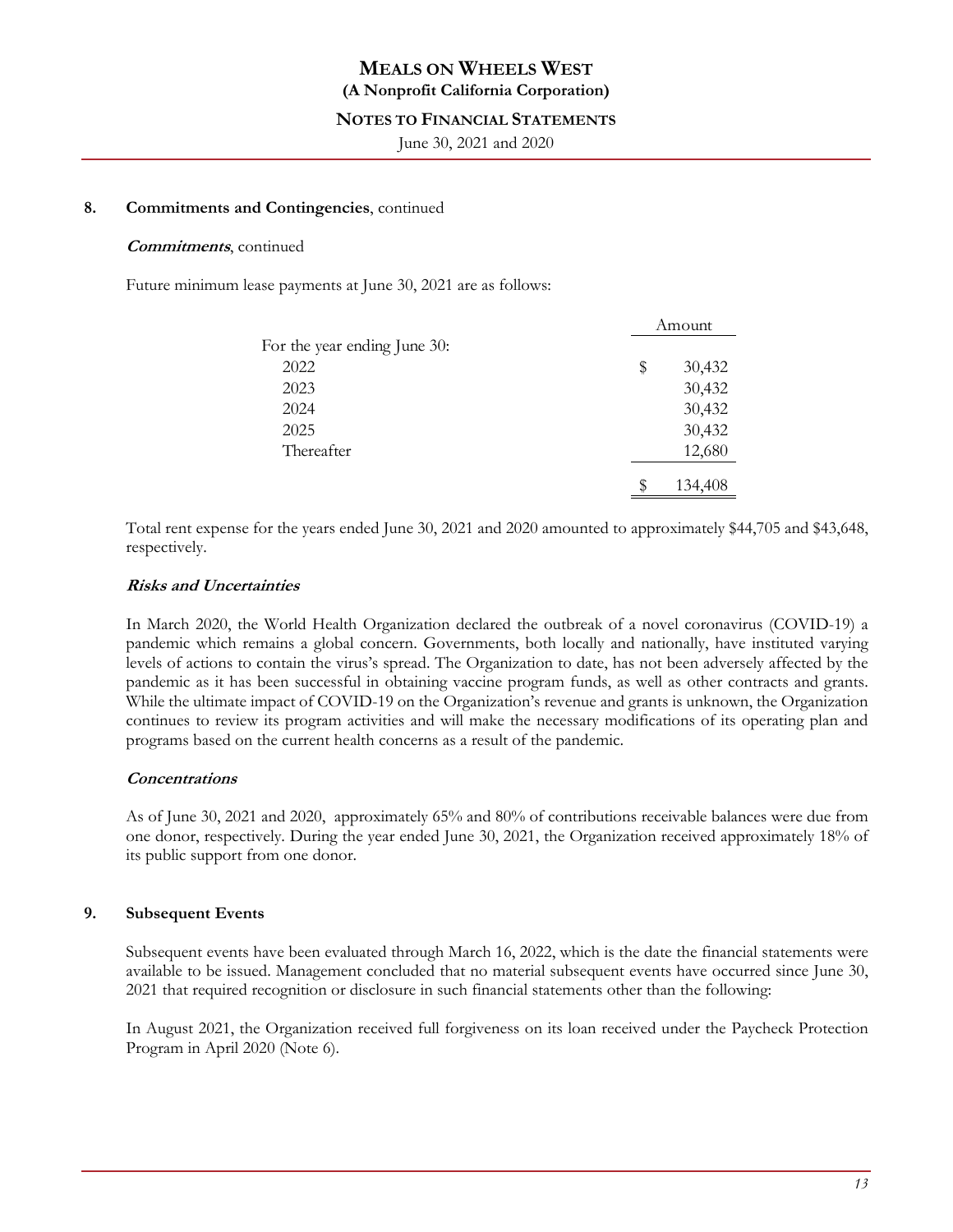**8. Commitments and Contingencies**, continued

***Commitments***, continued

Future minimum lease payments at June 30, 2021 are as follows:

| | Amount |
|---|---|
| For the year ending June 30: | |
| 2022 | $ 30,432 |
| 2023 | 30,432 |
| 2024 | 30,432 |
| 2025 | 30,432 |
| Thereafter | 12,680 |
| | $ 134,408 |

Total rent expense for the years ended June 30, 2021 and 2020 amounted to approximately $44,705 and $43,648, respectively.

***Risks and Uncertainties***

In March 2020, the World Health Organization declared the outbreak of a novel coronavirus (COVID-19) a pandemic which remains a global concern. Governments, both locally and nationally, have instituted varying levels of actions to contain the virus's spread. The Organization to date, has not been adversely affected by the pandemic as it has been successful in obtaining vaccine program funds, as well as other contracts and grants. While the ultimate impact of COVID-19 on the Organization's revenue and grants is unknown, the Organization continues to review its program activities and will make the necessary modifications of its operating plan and programs based on the current health concerns as a result of the pandemic.

***Concentrations***

As of June 30, 2021 and 2020, approximately 65% and 80% of contributions receivable balances were due from one donor, respectively. During the year ended June 30, 2021, the Organization received approximately 18% of its public support from one donor.

**9. Subsequent Events**

Subsequent events have been evaluated through March 16, 2022, which is the date the financial statements were available to be issued. Management concluded that no material subsequent events have occurred since June 30, 2021 that required recognition or disclosure in such financial statements other than the following:

In August 2021, the Organization received full forgiveness on its loan received under the Paycheck Protection Program in April 2020 (Note 6).